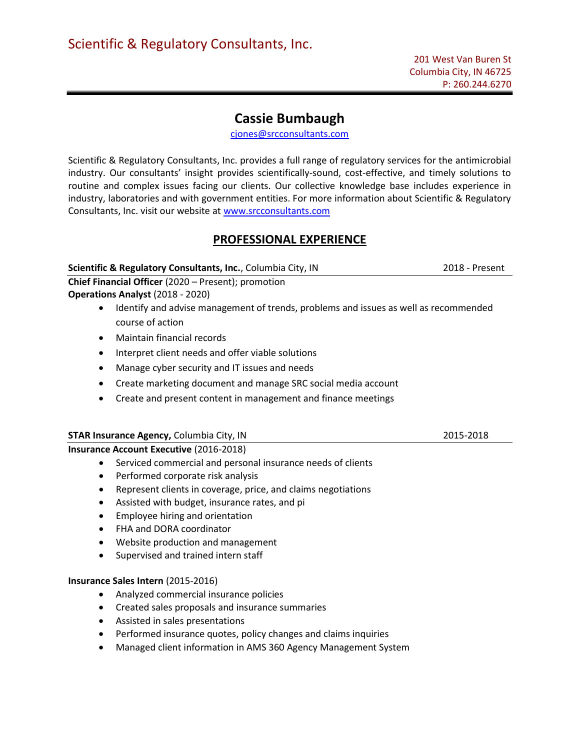# Scientific & Regulatory Consultants, Inc.

201 West Van Buren St
Columbia City, IN 46725
P: 260.244.6270

## Cassie Bumbaugh

cjones@srcconsultants.com

Scientific & Regulatory Consultants, Inc. provides a full range of regulatory services for the antimicrobial industry. Our consultants' insight provides scientifically-sound, cost-effective, and timely solutions to routine and complex issues facing our clients. Our collective knowledge base includes experience in industry, laboratories and with government entities. For more information about Scientific & Regulatory Consultants, Inc. visit our website at www.srcconsultants.com

## PROFESSIONAL EXPERIENCE

**Scientific & Regulatory Consultants, Inc.**, Columbia City, IN — 2018 - Present

**Chief Financial Officer** (2020 – Present); promotion
**Operations Analyst** (2018 - 2020)

- Identify and advise management of trends, problems and issues as well as recommended course of action
- Maintain financial records
- Interpret client needs and offer viable solutions
- Manage cyber security and IT issues and needs
- Create marketing document and manage SRC social media account
- Create and present content in management and finance meetings

**STAR Insurance Agency,** Columbia City, IN — 2015-2018

**Insurance Account Executive** (2016-2018)

- Serviced commercial and personal insurance needs of clients
- Performed corporate risk analysis
- Represent clients in coverage, price, and claims negotiations
- Assisted with budget, insurance rates, and pi
- Employee hiring and orientation
- FHA and DORA coordinator
- Website production and management
- Supervised and trained intern staff

**Insurance Sales Intern** (2015-2016)

- Analyzed commercial insurance policies
- Created sales proposals and insurance summaries
- Assisted in sales presentations
- Performed insurance quotes, policy changes and claims inquiries
- Managed client information in AMS 360 Agency Management System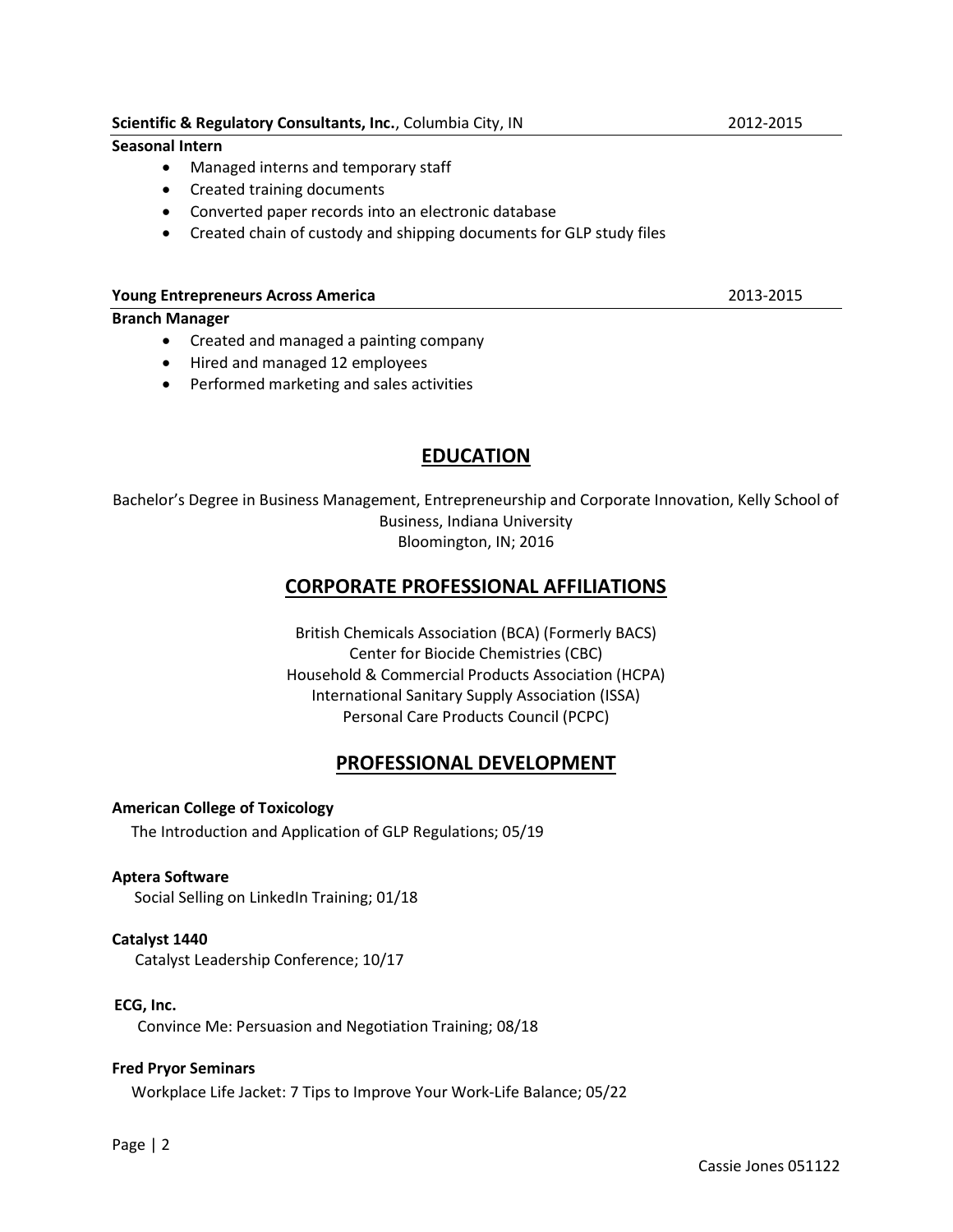**Scientific & Regulatory Consultants, Inc.**, Columbia City, IN 2012-2015

**Seasonal Intern**

- Managed interns and temporary staff
- Created training documents
- Converted paper records into an electronic database
- Created chain of custody and shipping documents for GLP study files

**Young Entrepreneurs Across America** 2013-2015

**Branch Manager**

- Created and managed a painting company
- Hired and managed 12 employees
- Performed marketing and sales activities

## EDUCATION

Bachelor's Degree in Business Management, Entrepreneurship and Corporate Innovation, Kelly School of Business, Indiana University
Bloomington, IN; 2016

## CORPORATE PROFESSIONAL AFFILIATIONS

British Chemicals Association (BCA) (Formerly BACS)
Center for Biocide Chemistries (CBC)
Household & Commercial Products Association (HCPA)
International Sanitary Supply Association (ISSA)
Personal Care Products Council (PCPC)

## PROFESSIONAL DEVELOPMENT

**American College of Toxicology**
The Introduction and Application of GLP Regulations; 05/19

**Aptera Software**
Social Selling on LinkedIn Training; 01/18

**Catalyst 1440**
Catalyst Leadership Conference; 10/17

**ECG, Inc.**
Convince Me: Persuasion and Negotiation Training; 08/18

**Fred Pryor Seminars**
Workplace Life Jacket: 7 Tips to Improve Your Work-Life Balance; 05/22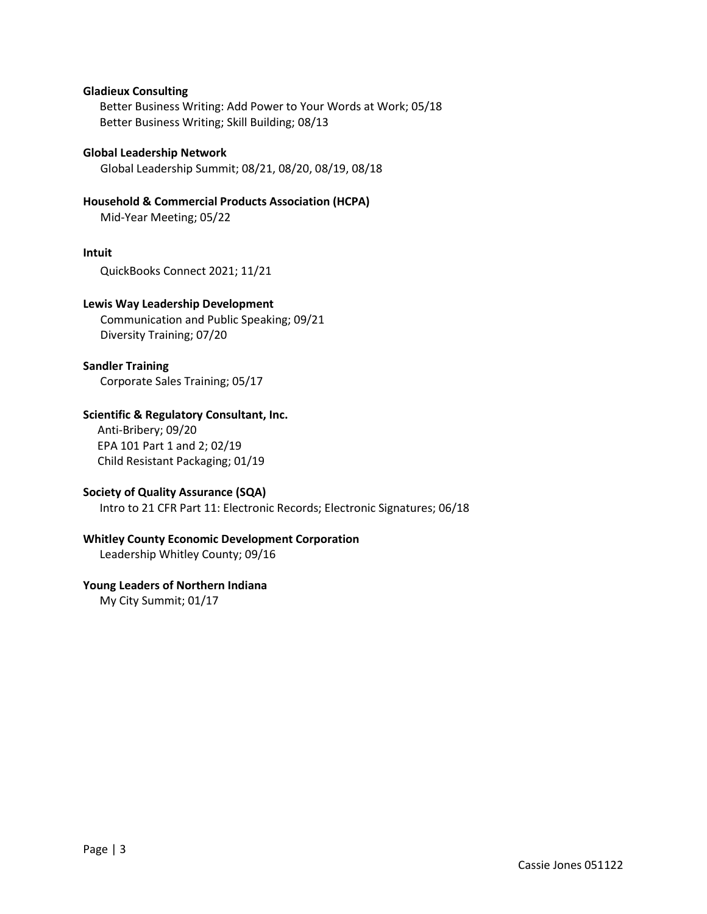**Gladieux Consulting**
Better Business Writing: Add Power to Your Words at Work; 05/18
Better Business Writing; Skill Building; 08/13

**Global Leadership Network**
Global Leadership Summit; 08/21, 08/20, 08/19, 08/18

**Household & Commercial Products Association (HCPA)**
Mid-Year Meeting; 05/22

**Intuit**
QuickBooks Connect 2021; 11/21

**Lewis Way Leadership Development**
Communication and Public Speaking; 09/21
Diversity Training; 07/20

**Sandler Training**
Corporate Sales Training; 05/17

**Scientific & Regulatory Consultant, Inc.**
Anti-Bribery; 09/20
EPA 101 Part 1 and 2; 02/19
Child Resistant Packaging; 01/19

**Society of Quality Assurance (SQA)**
Intro to 21 CFR Part 11: Electronic Records; Electronic Signatures; 06/18

**Whitley County Economic Development Corporation**
Leadership Whitley County; 09/16

**Young Leaders of Northern Indiana**
My City Summit; 01/17